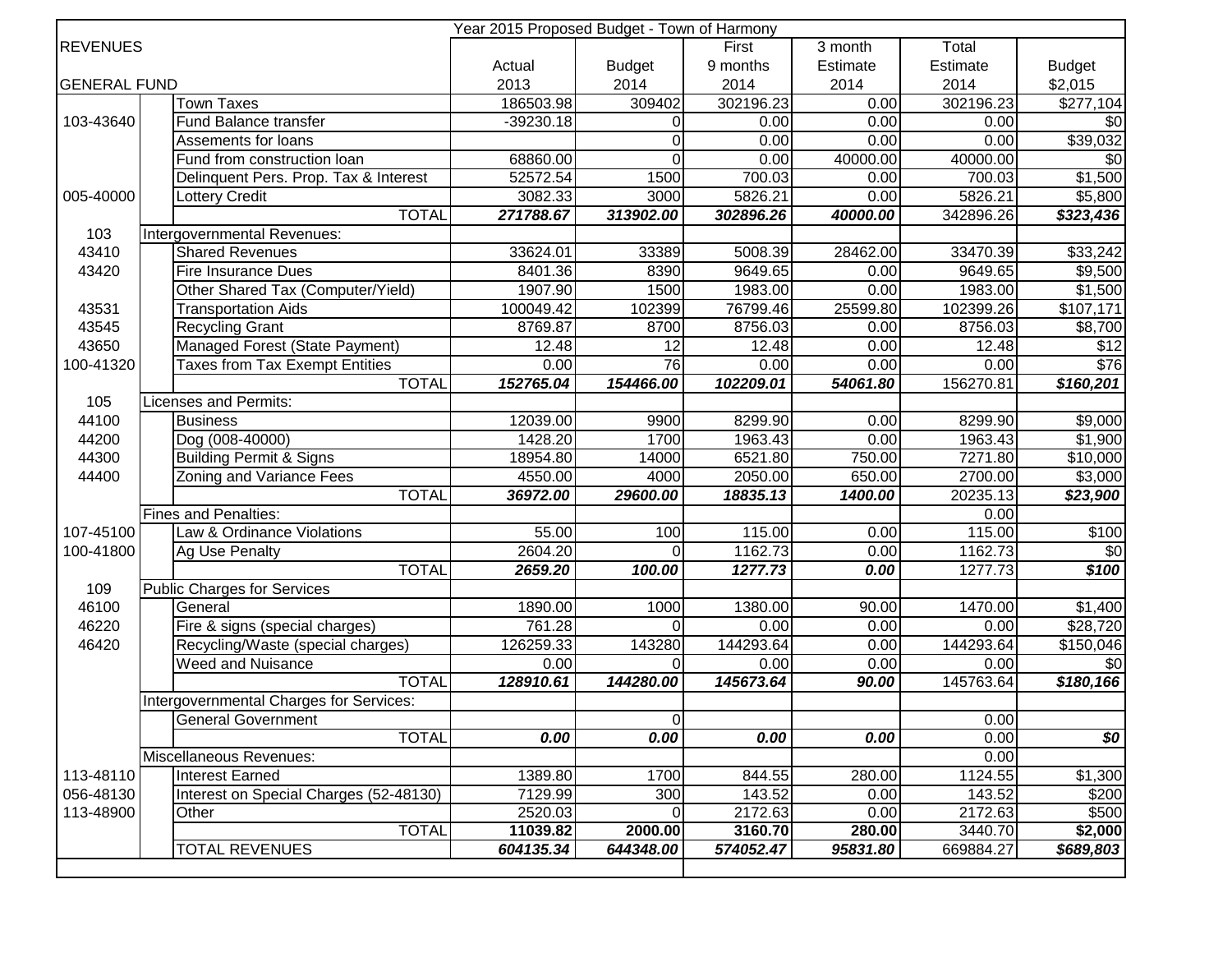| | | Year 2015 Proposed Budget - Town of Harmony | | | | | |
|---|---|---|---|---|---|---|---|
| REVENUES | | | | First | 3 month | Total | |
| | | Actual | Budget | 9 months | Estimate | Estimate | Budget |
| GENERAL FUND | | 2013 | 2014 | 2014 | 2014 | 2014 | $2,015 |
| | Town Taxes | 186503.98 | 309402 | 302196.23 | 0.00 | 302196.23 | $277,104 |
| 103-43640 | Fund Balance transfer | -39230.18 | 0 | 0.00 | 0.00 | 0.00 | $0 |
| | Assements for loans | | 0 | 0.00 | 0.00 | 0.00 | $39,032 |
| | Fund from construction loan | 68860.00 | 0 | 0.00 | 40000.00 | 40000.00 | $0 |
| | Delinquent Pers. Prop. Tax & Interest | 52572.54 | 1500 | 700.03 | 0.00 | 700.03 | $1,500 |
| 005-40000 | Lottery Credit | 3082.33 | 3000 | 5826.21 | 0.00 | 5826.21 | $5,800 |
| | TOTAL | ***271788.67*** | ***313902.00*** | ***302896.26*** | ***40000.00*** | 342896.26 | ***$323,436*** |
| 103 | Intergovernmental Revenues: | | | | | | |
| 43410 | Shared Revenues | 33624.01 | 33389 | 5008.39 | 28462.00 | 33470.39 | $33,242 |
| 43420 | Fire Insurance Dues | 8401.36 | 8390 | 9649.65 | 0.00 | 9649.65 | $9,500 |
| | Other Shared Tax (Computer/Yield) | 1907.90 | 1500 | 1983.00 | 0.00 | 1983.00 | $1,500 |
| 43531 | Transportation Aids | 100049.42 | 102399 | 76799.46 | 25599.80 | 102399.26 | $107,171 |
| 43545 | Recycling Grant | 8769.87 | 8700 | 8756.03 | 0.00 | 8756.03 | $8,700 |
| 43650 | Managed Forest (State Payment) | 12.48 | 12 | 12.48 | 0.00 | 12.48 | $12 |
| 100-41320 | Taxes from Tax Exempt Entities | 0.00 | 76 | 0.00 | 0.00 | 0.00 | $76 |
| | TOTAL | ***152765.04*** | ***154466.00*** | ***102209.01*** | ***54061.80*** | 156270.81 | ***$160,201*** |
| 105 | Licenses and Permits: | | | | | | |
| 44100 | Business | 12039.00 | 9900 | 8299.90 | 0.00 | 8299.90 | $9,000 |
| 44200 | Dog (008-40000) | 1428.20 | 1700 | 1963.43 | 0.00 | 1963.43 | $1,900 |
| 44300 | Building Permit & Signs | 18954.80 | 14000 | 6521.80 | 750.00 | 7271.80 | $10,000 |
| 44400 | Zoning and Variance Fees | 4550.00 | 4000 | 2050.00 | 650.00 | 2700.00 | $3,000 |
| | TOTAL | ***36972.00*** | ***29600.00*** | ***18835.13*** | ***1400.00*** | 20235.13 | ***$23,900*** |
| | Fines and Penalties: | | | | | 0.00 | |
| 107-45100 | Law & Ordinance Violations | 55.00 | 100 | 115.00 | 0.00 | 115.00 | $100 |
| 100-41800 | Ag Use Penalty | 2604.20 | 0 | 1162.73 | 0.00 | 1162.73 | $0 |
| | TOTAL | ***2659.20*** | ***100.00*** | ***1277.73*** | ***0.00*** | 1277.73 | ***$100*** |
| 109 | Public Charges for Services | | | | | | |
| 46100 | General | 1890.00 | 1000 | 1380.00 | 90.00 | 1470.00 | $1,400 |
| 46220 | Fire & signs (special charges) | 761.28 | 0 | 0.00 | 0.00 | 0.00 | $28,720 |
| 46420 | Recycling/Waste (special charges) | 126259.33 | 143280 | 144293.64 | 0.00 | 144293.64 | $150,046 |
| | Weed and Nuisance | 0.00 | 0 | 0.00 | 0.00 | 0.00 | $0 |
| | TOTAL | ***128910.61*** | ***144280.00*** | ***145673.64*** | ***90.00*** | 145763.64 | ***$180,166*** |
| | Intergovernmental Charges for Services: | | | | | | |
| | General Government | | 0 | | | 0.00 | |
| | TOTAL | ***0.00*** | ***0.00*** | ***0.00*** | ***0.00*** | 0.00 | ***$0*** |
| | Miscellaneous Revenues: | | | | | 0.00 | |
| 113-48110 | Interest Earned | 1389.80 | 1700 | 844.55 | 280.00 | 1124.55 | $1,300 |
| 056-48130 | Interest on Special Charges (52-48130) | 7129.99 | 300 | 143.52 | 0.00 | 143.52 | $200 |
| 113-48900 | Other | 2520.03 | 0 | 2172.63 | 0.00 | 2172.63 | $500 |
| | TOTAL | **11039.82** | **2000.00** | **3160.70** | **280.00** | 3440.70 | **$2,000** |
| | TOTAL REVENUES | ***604135.34*** | ***644348.00*** | ***574052.47*** | ***95831.80*** | 669884.27 | ***$689,803*** |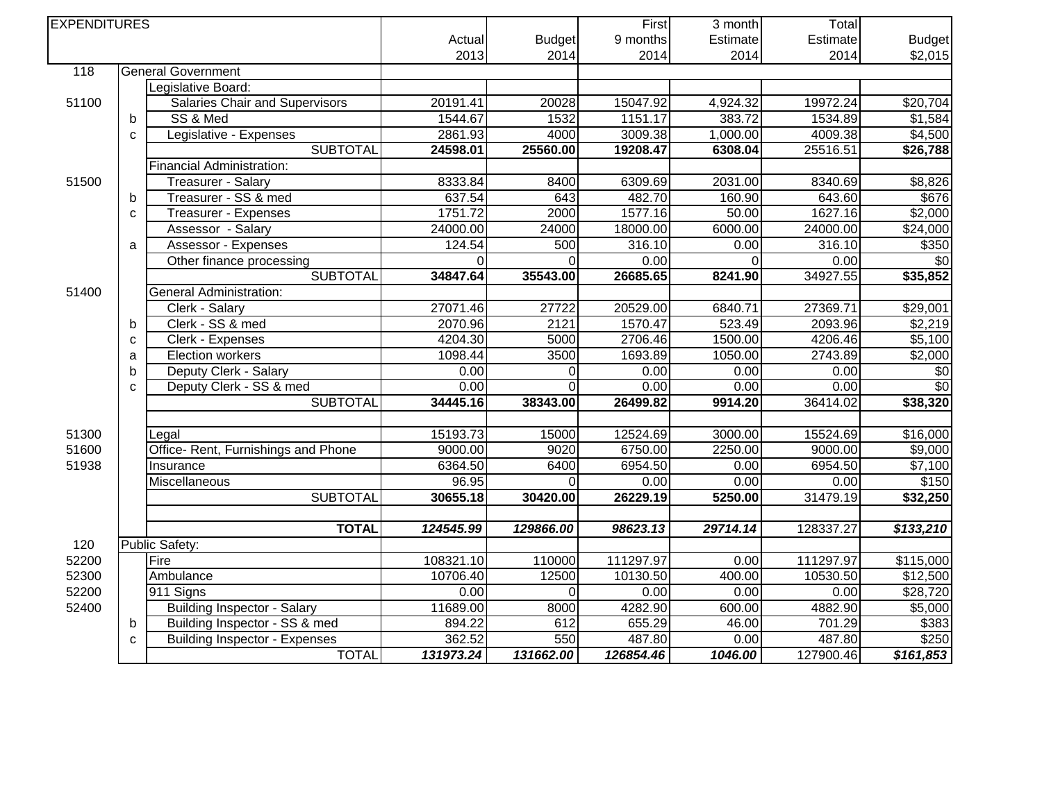| EXPENDITURES | | | Actual 2013 | Budget 2014 | First 9 months 2014 | 3 month Estimate 2014 | Total Estimate 2014 | Budget $2,015 |
|---|---|---|---|---|---|---|---|---|
| 118 | General Government | | | | | | | |
| | | Legislative Board: | | | | | | |
| 51100 | | Salaries Chair and Supervisors | 20191.41 | 20028 | 15047.92 | 4,924.32 | 19972.24 | $20,704 |
| | b | SS & Med | 1544.67 | 1532 | 1151.17 | 383.72 | 1534.89 | $1,584 |
| | c | Legislative - Expenses | 2861.93 | 4000 | 3009.38 | 1,000.00 | 4009.38 | $4,500 |
| | | SUBTOTAL | **24598.01** | **25560.00** | **19208.47** | **6308.04** | 25516.51 | **$26,788** |
| | | Financial Administration: | | | | | | |
| 51500 | | Treasurer - Salary | 8333.84 | 8400 | 6309.69 | 2031.00 | 8340.69 | $8,826 |
| | b | Treasurer - SS & med | 637.54 | 643 | 482.70 | 160.90 | 643.60 | $676 |
| | c | Treasurer - Expenses | 1751.72 | 2000 | 1577.16 | 50.00 | 1627.16 | $2,000 |
| | | Assessor - Salary | 24000.00 | 24000 | 18000.00 | 6000.00 | 24000.00 | $24,000 |
| | a | Assessor - Expenses | 124.54 | 500 | 316.10 | 0.00 | 316.10 | $350 |
| | | Other finance processing | 0 | 0 | 0.00 | 0 | 0.00 | $0 |
| | | SUBTOTAL | **34847.64** | **35543.00** | **26685.65** | **8241.90** | 34927.55 | **$35,852** |
| 51400 | | General Administration: | | | | | | |
| | | Clerk - Salary | 27071.46 | 27722 | 20529.00 | 6840.71 | 27369.71 | $29,001 |
| | b | Clerk - SS & med | 2070.96 | 2121 | 1570.47 | 523.49 | 2093.96 | $2,219 |
| | c | Clerk - Expenses | 4204.30 | 5000 | 2706.46 | 1500.00 | 4206.46 | $5,100 |
| | a | Election workers | 1098.44 | 3500 | 1693.89 | 1050.00 | 2743.89 | $2,000 |
| | b | Deputy Clerk - Salary | 0.00 | 0 | 0.00 | 0.00 | 0.00 | $0 |
| | c | Deputy Clerk - SS & med | 0.00 | 0 | 0.00 | 0.00 | 0.00 | $0 |
| | | SUBTOTAL | **34445.16** | **38343.00** | **26499.82** | **9914.20** | 36414.02 | **$38,320** |
| | | | | | | | | |
| 51300 | | Legal | 15193.73 | 15000 | 12524.69 | 3000.00 | 15524.69 | $16,000 |
| 51600 | | Office- Rent, Furnishings and Phone | 9000.00 | 9020 | 6750.00 | 2250.00 | 9000.00 | $9,000 |
| 51938 | | Insurance | 6364.50 | 6400 | 6954.50 | 0.00 | 6954.50 | $7,100 |
| | | Miscellaneous | 96.95 | 0 | 0.00 | 0.00 | 0.00 | $150 |
| | | SUBTOTAL | **30655.18** | **30420.00** | **26229.19** | **5250.00** | 31479.19 | **$32,250** |
| | | | | | | | | |
| | | **TOTAL** | ***124545.99*** | ***129866.00*** | ***98623.13*** | ***29714.14*** | 128337.27 | ***$133,210*** |
| 120 | Public Safety: | | | | | | | |
| 52200 | | Fire | 108321.10 | 110000 | 111297.97 | 0.00 | 111297.97 | $115,000 |
| 52300 | | Ambulance | 10706.40 | 12500 | 10130.50 | 400.00 | 10530.50 | $12,500 |
| 52200 | | 911 Signs | 0.00 | 0 | 0.00 | 0.00 | 0.00 | $28,720 |
| 52400 | | Building Inspector - Salary | 11689.00 | 8000 | 4282.90 | 600.00 | 4882.90 | $5,000 |
| | b | Building Inspector - SS & med | 894.22 | 612 | 655.29 | 46.00 | 701.29 | $383 |
| | c | Building Inspector - Expenses | 362.52 | 550 | 487.80 | 0.00 | 487.80 | $250 |
| | | TOTAL | ***131973.24*** | ***131662.00*** | ***126854.46*** | ***1046.00*** | 127900.46 | ***$161,853*** |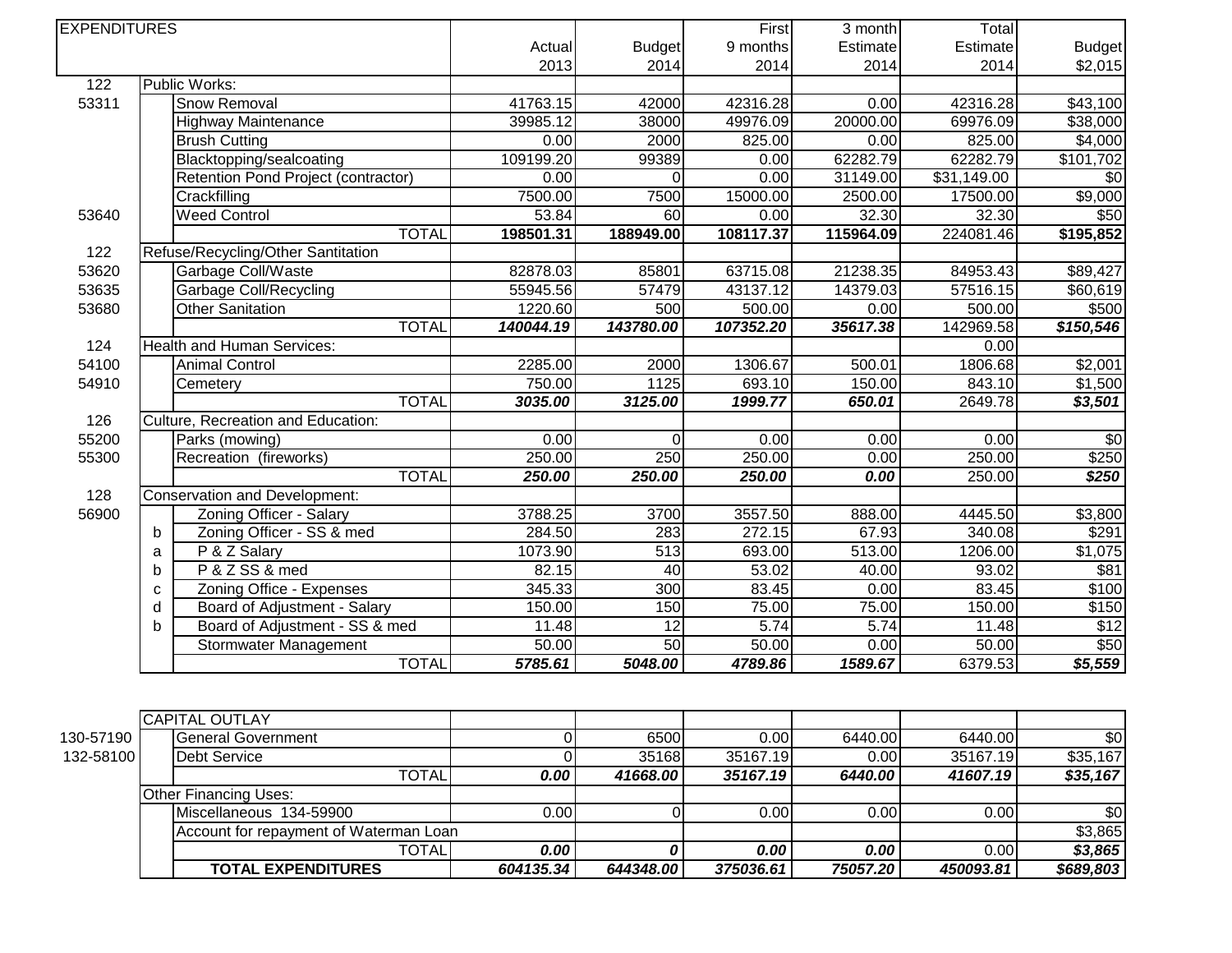| EXPENDITURES | | | Actual 2013 | Budget 2014 | First 9 months 2014 | 3 month Estimate 2014 | Total Estimate 2014 | Budget $2,015 |
|---|---|---|---|---|---|---|---|---|
| 122 | Public Works: | | | | | | | |
| 53311 | | Snow Removal | 41763.15 | 42000 | 42316.28 | 0.00 | 42316.28 | $43,100 |
| | | Highway Maintenance | 39985.12 | 38000 | 49976.09 | 20000.00 | 69976.09 | $38,000 |
| | | Brush Cutting | 0.00 | 2000 | 825.00 | 0.00 | 825.00 | $4,000 |
| | | Blacktopping/sealcoating | 109199.20 | 99389 | 0.00 | 62282.79 | 62282.79 | $101,702 |
| | | Retention Pond Project (contractor) | 0.00 | 0 | 0.00 | 31149.00 | $31,149.00 | $0 |
| | | Crackfilling | 7500.00 | 7500 | 15000.00 | 2500.00 | 17500.00 | $9,000 |
| 53640 | | Weed Control | 53.84 | 60 | 0.00 | 32.30 | 32.30 | $50 |
| | | TOTAL | **198501.31** | **188949.00** | **108117.37** | **115964.09** | 224081.46 | **$195,852** |
| 122 | Refuse/Recycling/Other Santitation | | | | | | | |
| 53620 | | Garbage Coll/Waste | 82878.03 | 85801 | 63715.08 | 21238.35 | 84953.43 | $89,427 |
| 53635 | | Garbage Coll/Recycling | 55945.56 | 57479 | 43137.12 | 14379.03 | 57516.15 | $60,619 |
| 53680 | | Other Sanitation | 1220.60 | 500 | 500.00 | 0.00 | 500.00 | $500 |
| | | TOTAL | ***140044.19*** | ***143780.00*** | ***107352.20*** | ***35617.38*** | 142969.58 | ***$150,546*** |
| 124 | Health and Human Services: | | | | | | 0.00 | |
| 54100 | | Animal Control | 2285.00 | 2000 | 1306.67 | 500.01 | 1806.68 | $2,001 |
| 54910 | | Cemetery | 750.00 | 1125 | 693.10 | 150.00 | 843.10 | $1,500 |
| | | TOTAL | ***3035.00*** | ***3125.00*** | ***1999.77*** | ***650.01*** | 2649.78 | ***$3,501*** |
| 126 | Culture, Recreation and Education: | | | | | | | |
| 55200 | | Parks (mowing) | 0.00 | 0 | 0.00 | 0.00 | 0.00 | $0 |
| 55300 | | Recreation (fireworks) | 250.00 | 250 | 250.00 | 0.00 | 250.00 | $250 |
| | | TOTAL | ***250.00*** | ***250.00*** | ***250.00*** | ***0.00*** | 250.00 | ***$250*** |
| 128 | Conservation and Development: | | | | | | | |
| 56900 | | Zoning Officer - Salary | 3788.25 | 3700 | 3557.50 | 888.00 | 4445.50 | $3,800 |
| | b | Zoning Officer - SS & med | 284.50 | 283 | 272.15 | 67.93 | 340.08 | $291 |
| | a | P & Z Salary | 1073.90 | 513 | 693.00 | 513.00 | 1206.00 | $1,075 |
| | b | P & Z SS & med | 82.15 | 40 | 53.02 | 40.00 | 93.02 | $81 |
| | c | Zoning Office - Expenses | 345.33 | 300 | 83.45 | 0.00 | 83.45 | $100 |
| | d | Board of Adjustment - Salary | 150.00 | 150 | 75.00 | 75.00 | 150.00 | $150 |
| | b | Board of Adjustment - SS & med | 11.48 | 12 | 5.74 | 5.74 | 11.48 | $12 |
| | | Stormwater Management | 50.00 | 50 | 50.00 | 0.00 | 50.00 | $50 |
| | | TOTAL | ***5785.61*** | ***5048.00*** | ***4789.86*** | ***1589.67*** | 6379.53 | ***$5,559*** |

| | | | | | | | |
|---|---|---|---|---|---|---|---|
| | CAPITAL OUTLAY | | | | | | |
| 130-57190 | General Government | 0 | 6500 | 0.00 | 6440.00 | 6440.00 | $0 |
| 132-58100 | Debt Service | 0 | 35168 | 35167.19 | 0.00 | 35167.19 | $35,167 |
| | TOTAL | ***0.00*** | ***41668.00*** | ***35167.19*** | ***6440.00*** | ***41607.19*** | ***$35,167*** |
| | Other Financing Uses: | | | | | | |
| | Miscellaneous 134-59900 | 0.00 | 0 | 0.00 | 0.00 | 0.00 | $0 |
| | Account for repayment of Waterman Loan | | | | | | $3,865 |
| | TOTAL | ***0.00*** | ***0*** | ***0.00*** | ***0.00*** | 0.00 | ***$3,865*** |
| | **TOTAL EXPENDITURES** | ***604135.34*** | ***644348.00*** | ***375036.61*** | ***75057.20*** | ***450093.81*** | ***$689,803*** |